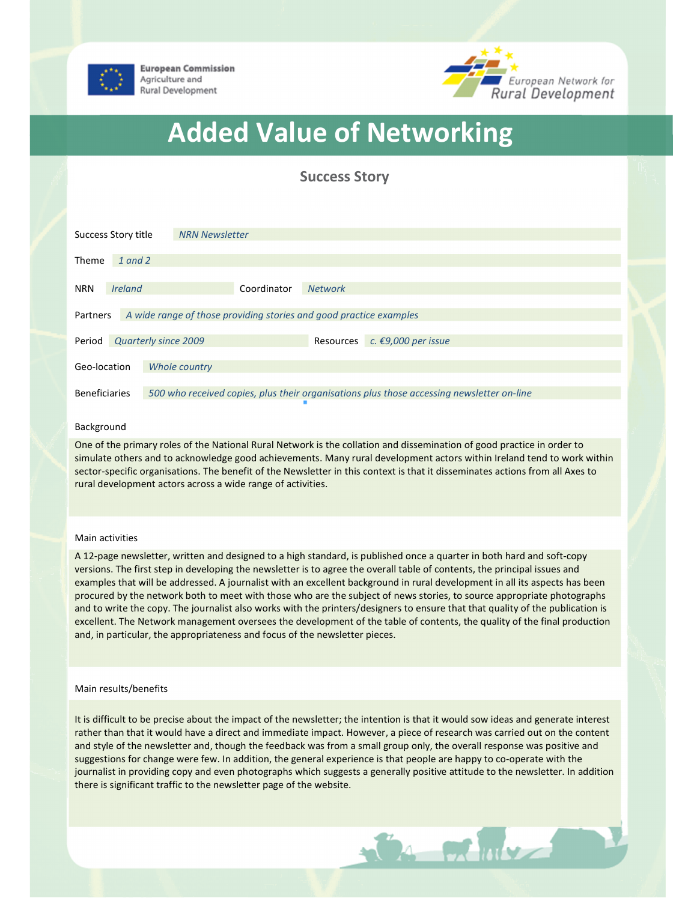European Commission
Agriculture and
Rural Development

European Network for
Rural Development

# Added Value of Networking

## Success Story

| | |
|---|---|
| Success Story title | *NRN Newsletter* |
| Theme | *1 and 2* |
| NRN | *Ireland* |
| Coordinator | *Network* |
| Partners | *A wide range of those providing stories and good practice examples* |
| Period | *Quarterly since 2009* |
| Resources | *c. €9,000 per issue* |
| Geo-location | *Whole country* |
| Beneficiaries | *500 who received copies, plus their organisations plus those accessing newsletter on-line* |

### Background

One of the primary roles of the National Rural Network is the collation and dissemination of good practice in order to simulate others and to acknowledge good achievements. Many rural development actors within Ireland tend to work within sector-specific organisations. The benefit of the Newsletter in this context is that it disseminates actions from all Axes to rural development actors across a wide range of activities.

### Main activities

A 12-page newsletter, written and designed to a high standard, is published once a quarter in both hard and soft-copy versions. The first step in developing the newsletter is to agree the overall table of contents, the principal issues and examples that will be addressed. A journalist with an excellent background in rural development in all its aspects has been procured by the network both to meet with those who are the subject of news stories, to source appropriate photographs and to write the copy. The journalist also works with the printers/designers to ensure that that quality of the publication is excellent. The Network management oversees the development of the table of contents, the quality of the final production and, in particular, the appropriateness and focus of the newsletter pieces.

### Main results/benefits

It is difficult to be precise about the impact of the newsletter; the intention is that it would sow ideas and generate interest rather than that it would have a direct and immediate impact. However, a piece of research was carried out on the content and style of the newsletter and, though the feedback was from a small group only, the overall response was positive and suggestions for change were few. In addition, the general experience is that people are happy to co-operate with the journalist in providing copy and even photographs which suggests a generally positive attitude to the newsletter. In addition there is significant traffic to the newsletter page of the website.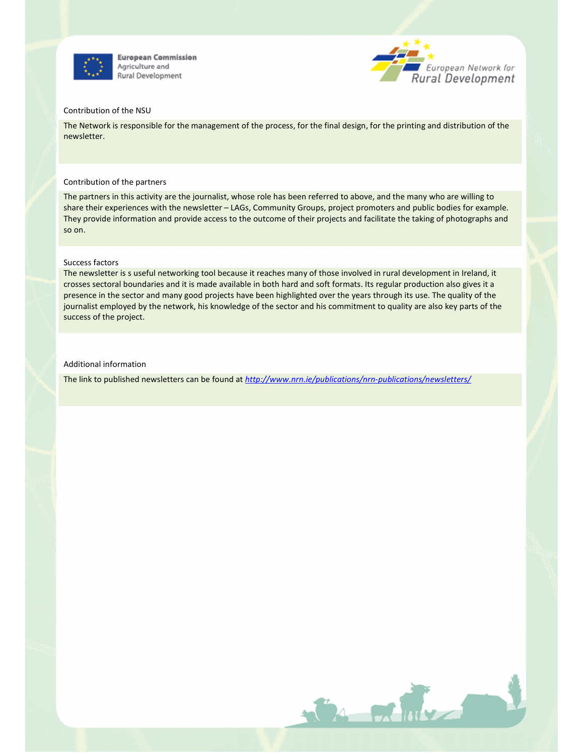### Contribution of the NSU

The Network is responsible for the management of the process, for the final design, for the printing and distribution of the newsletter.

### Contribution of the partners

The partners in this activity are the journalist, whose role has been referred to above, and the many who are willing to share their experiences with the newsletter – LAGs, Community Groups, project promoters and public bodies for example. They provide information and provide access to the outcome of their projects and facilitate the taking of photographs and so on.

### Success factors

The newsletter is s useful networking tool because it reaches many of those involved in rural development in Ireland, it crosses sectoral boundaries and it is made available in both hard and soft formats. Its regular production also gives it a presence in the sector and many good projects have been highlighted over the years through its use. The quality of the journalist employed by the network, his knowledge of the sector and his commitment to quality are also key parts of the success of the project.

### Additional information

The link to published newsletters can be found at *http://www.nrn.ie/publications/nrn-publications/newsletters/*